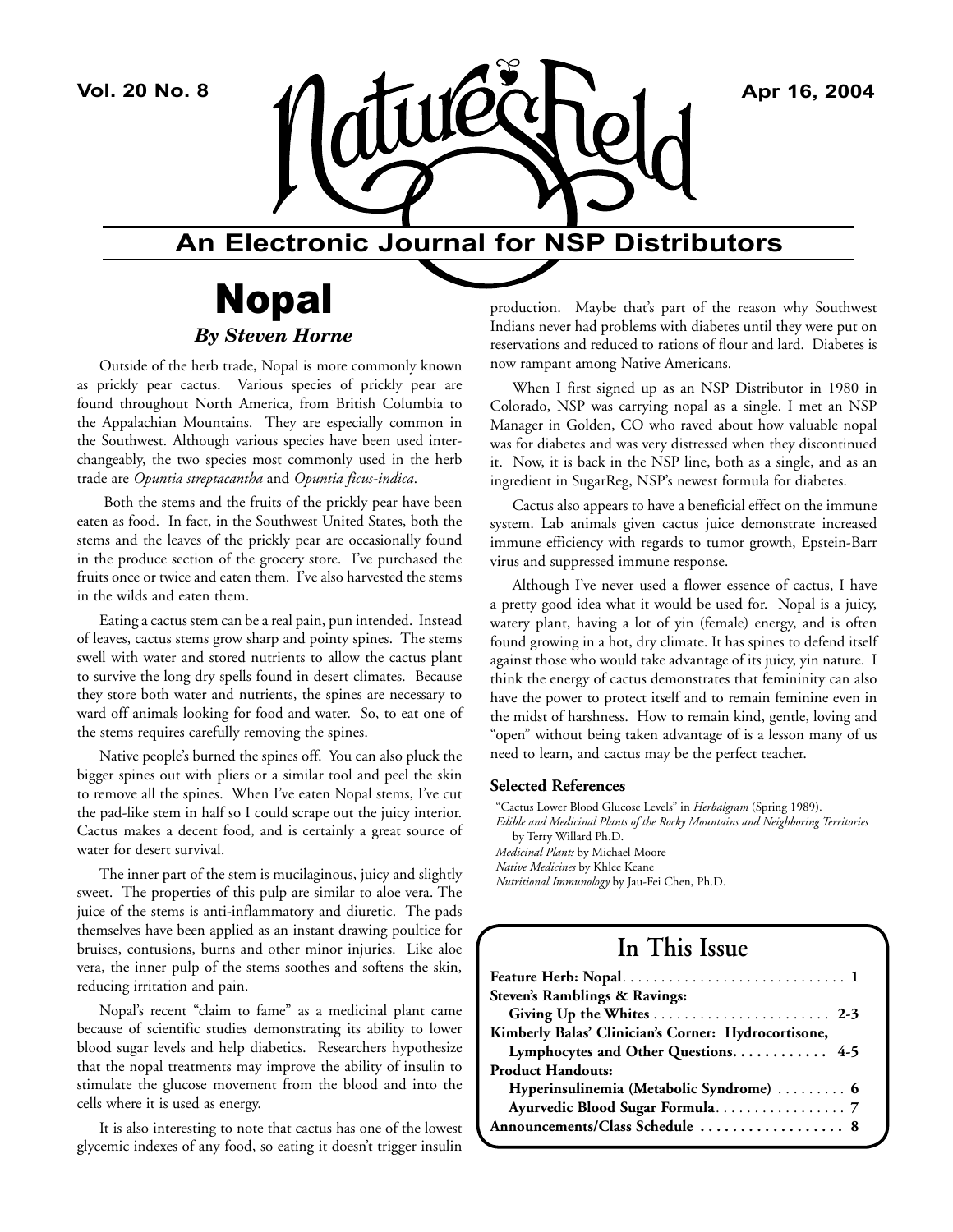# Nature's Field

## An Electronic Journal for NSP Distributors

# Nopal

***By Steven Horne***

Outside of the herb trade, Nopal is more commonly known as prickly pear cactus. Various species of prickly pear are found throughout North America, from British Columbia to the Appalachian Mountains. They are especially common in the Southwest. Although various species have been used interchangeably, the two species most commonly used in the herb trade are *Opuntia streptacantha* and *Opuntia ficus-indica*.

Both the stems and the fruits of the prickly pear have been eaten as food. In fact, in the Southwest United States, both the stems and the leaves of the prickly pear are occasionally found in the produce section of the grocery store. I've purchased the fruits once or twice and eaten them. I've also harvested the stems in the wilds and eaten them.

Eating a cactus stem can be a real pain, pun intended. Instead of leaves, cactus stems grow sharp and pointy spines. The stems swell with water and stored nutrients to allow the cactus plant to survive the long dry spells found in desert climates. Because they store both water and nutrients, the spines are necessary to ward off animals looking for food and water. So, to eat one of the stems requires carefully removing the spines.

Native people's burned the spines off. You can also pluck the bigger spines out with pliers or a similar tool and peel the skin to remove all the spines. When I've eaten Nopal stems, I've cut the pad-like stem in half so I could scrape out the juicy interior. Cactus makes a decent food, and is certainly a great source of water for desert survival.

The inner part of the stem is mucilaginous, juicy and slightly sweet. The properties of this pulp are similar to aloe vera. The juice of the stems is anti-inflammatory and diuretic. The pads themselves have been applied as an instant drawing poultice for bruises, contusions, burns and other minor injuries. Like aloe vera, the inner pulp of the stems soothes and softens the skin, reducing irritation and pain.

Nopal's recent "claim to fame" as a medicinal plant came because of scientific studies demonstrating its ability to lower blood sugar levels and help diabetics. Researchers hypothesize that the nopal treatments may improve the ability of insulin to stimulate the glucose movement from the blood and into the cells where it is used as energy.

It is also interesting to note that cactus has one of the lowest glycemic indexes of any food, so eating it doesn't trigger insulin production. Maybe that's part of the reason why Southwest Indians never had problems with diabetes until they were put on reservations and reduced to rations of flour and lard. Diabetes is now rampant among Native Americans.

When I first signed up as an NSP Distributor in 1980 in Colorado, NSP was carrying nopal as a single. I met an NSP Manager in Golden, CO who raved about how valuable nopal was for diabetes and was very distressed when they discontinued it. Now, it is back in the NSP line, both as a single, and as an ingredient in SugarReg, NSP's newest formula for diabetes.

Cactus also appears to have a beneficial effect on the immune system. Lab animals given cactus juice demonstrate increased immune efficiency with regards to tumor growth, Epstein-Barr virus and suppressed immune response.

Although I've never used a flower essence of cactus, I have a pretty good idea what it would be used for. Nopal is a juicy, watery plant, having a lot of yin (female) energy, and is often found growing in a hot, dry climate. It has spines to defend itself against those who would take advantage of its juicy, yin nature. I think the energy of cactus demonstrates that femininity can also have the power to protect itself and to remain feminine even in the midst of harshness. How to remain kind, gentle, loving and "open" without being taken advantage of is a lesson many of us need to learn, and cactus may be the perfect teacher.

### Selected References

"Cactus Lower Blood Glucose Levels" in *Herbalgram* (Spring 1989).
*Edible and Medicinal Plants of the Rocky Mountains and Neighboring Territories* by Terry Willard Ph.D.
*Medicinal Plants* by Michael Moore
*Native Medicines* by Khlee Keane
*Nutritional Immunology* by Jau-Fei Chen, Ph.D.

## In This Issue

**Feature Herb: Nopal** .......... **1**
**Steven's Ramblings & Ravings: Giving Up the Whites** .......... **2-3**
**Kimberly Balas' Clinician's Corner: Hydrocortisone, Lymphocytes and Other Questions** .......... **4-5**
**Product Handouts:**
**Hyperinsulinemia (Metabolic Syndrome)** .......... **6**
**Ayurvedic Blood Sugar Formula** .......... **7**
**Announcements/Class Schedule** .......... **8**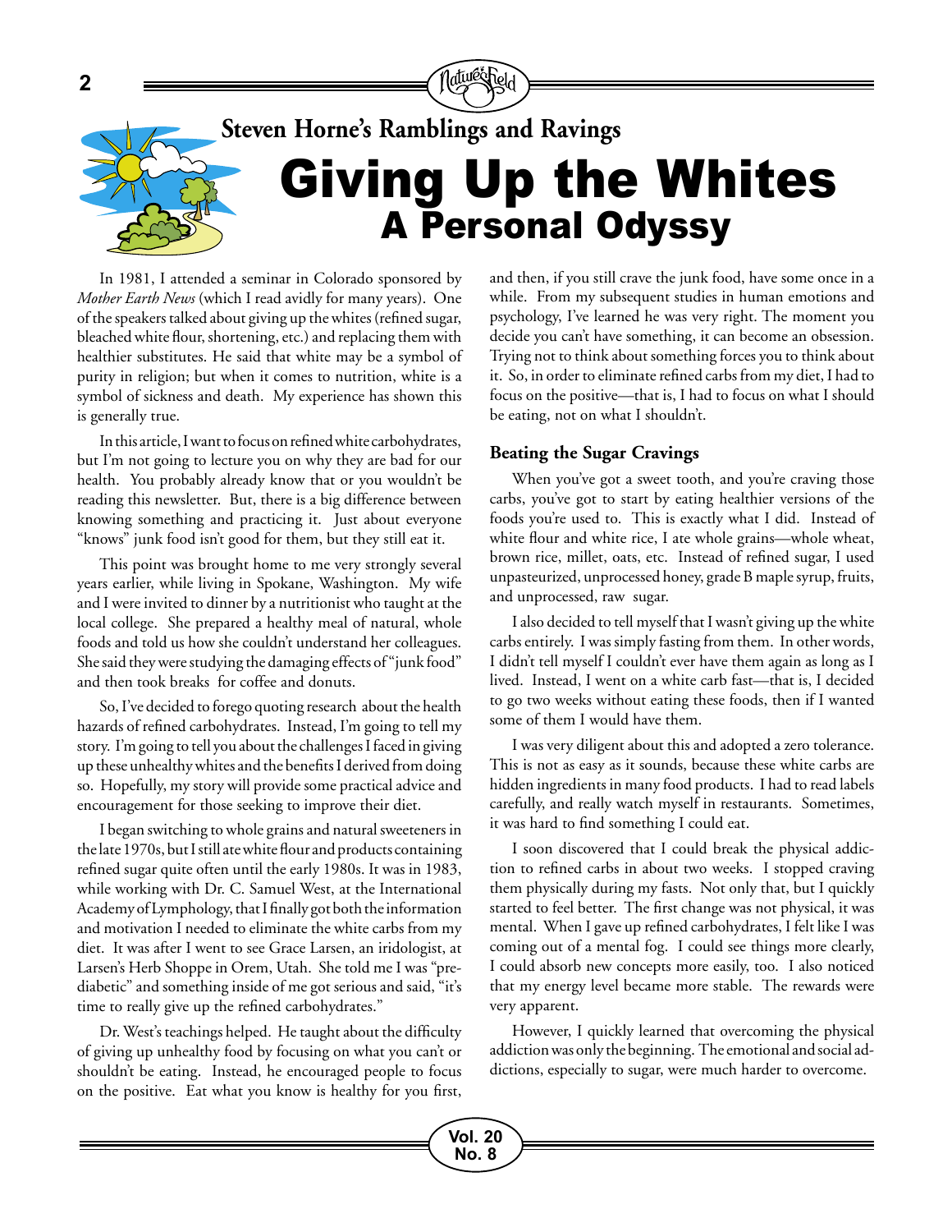## Steven Horne's Ramblings and Ravings

# Giving Up the Whites

## A Personal Odyssy

In 1981, I attended a seminar in Colorado sponsored by *Mother Earth News* (which I read avidly for many years). One of the speakers talked about giving up the whites (refined sugar, bleached white flour, shortening, etc.) and replacing them with healthier substitutes. He said that white may be a symbol of purity in religion; but when it comes to nutrition, white is a symbol of sickness and death. My experience has shown this is generally true.

In this article, I want to focus on refined white carbohydrates, but I'm not going to lecture you on why they are bad for our health. You probably already know that or you wouldn't be reading this newsletter. But, there is a big difference between knowing something and practicing it. Just about everyone "knows" junk food isn't good for them, but they still eat it.

This point was brought home to me very strongly several years earlier, while living in Spokane, Washington. My wife and I were invited to dinner by a nutritionist who taught at the local college. She prepared a healthy meal of natural, whole foods and told us how she couldn't understand her colleagues. She said they were studying the damaging effects of "junk food" and then took breaks for coffee and donuts.

So, I've decided to forego quoting research about the health hazards of refined carbohydrates. Instead, I'm going to tell my story. I'm going to tell you about the challenges I faced in giving up these unhealthy whites and the benefits I derived from doing so. Hopefully, my story will provide some practical advice and encouragement for those seeking to improve their diet.

I began switching to whole grains and natural sweeteners in the late 1970s, but I still ate white flour and products containing refined sugar quite often until the early 1980s. It was in 1983, while working with Dr. C. Samuel West, at the International Academy of Lymphology, that I finally got both the information and motivation I needed to eliminate the white carbs from my diet. It was after I went to see Grace Larsen, an iridologist, at Larsen's Herb Shoppe in Orem, Utah. She told me I was "pre-diabetic" and something inside of me got serious and said, "it's time to really give up the refined carbohydrates."

Dr. West's teachings helped. He taught about the difficulty of giving up unhealthy food by focusing on what you can't or shouldn't be eating. Instead, he encouraged people to focus on the positive. Eat what you know is healthy for you first, and then, if you still crave the junk food, have some once in a while. From my subsequent studies in human emotions and psychology, I've learned he was very right. The moment you decide you can't have something, it can become an obsession. Trying not to think about something forces you to think about it. So, in order to eliminate refined carbs from my diet, I had to focus on the positive—that is, I had to focus on what I should be eating, not on what I shouldn't.

### Beating the Sugar Cravings

When you've got a sweet tooth, and you're craving those carbs, you've got to start by eating healthier versions of the foods you're used to. This is exactly what I did. Instead of white flour and white rice, I ate whole grains—whole wheat, brown rice, millet, oats, etc. Instead of refined sugar, I used unpasteurized, unprocessed honey, grade B maple syrup, fruits, and unprocessed, raw sugar.

I also decided to tell myself that I wasn't giving up the white carbs entirely. I was simply fasting from them. In other words, I didn't tell myself I couldn't ever have them again as long as I lived. Instead, I went on a white carb fast—that is, I decided to go two weeks without eating these foods, then if I wanted some of them I would have them.

I was very diligent about this and adopted a zero tolerance. This is not as easy as it sounds, because these white carbs are hidden ingredients in many food products. I had to read labels carefully, and really watch myself in restaurants. Sometimes, it was hard to find something I could eat.

I soon discovered that I could break the physical addiction to refined carbs in about two weeks. I stopped craving them physically during my fasts. Not only that, but I quickly started to feel better. The first change was not physical, it was mental. When I gave up refined carbohydrates, I felt like I was coming out of a mental fog. I could see things more clearly, I could absorb new concepts more easily, too. I also noticed that my energy level became more stable. The rewards were very apparent.

However, I quickly learned that overcoming the physical addiction was only the beginning. The emotional and social addictions, especially to sugar, were much harder to overcome.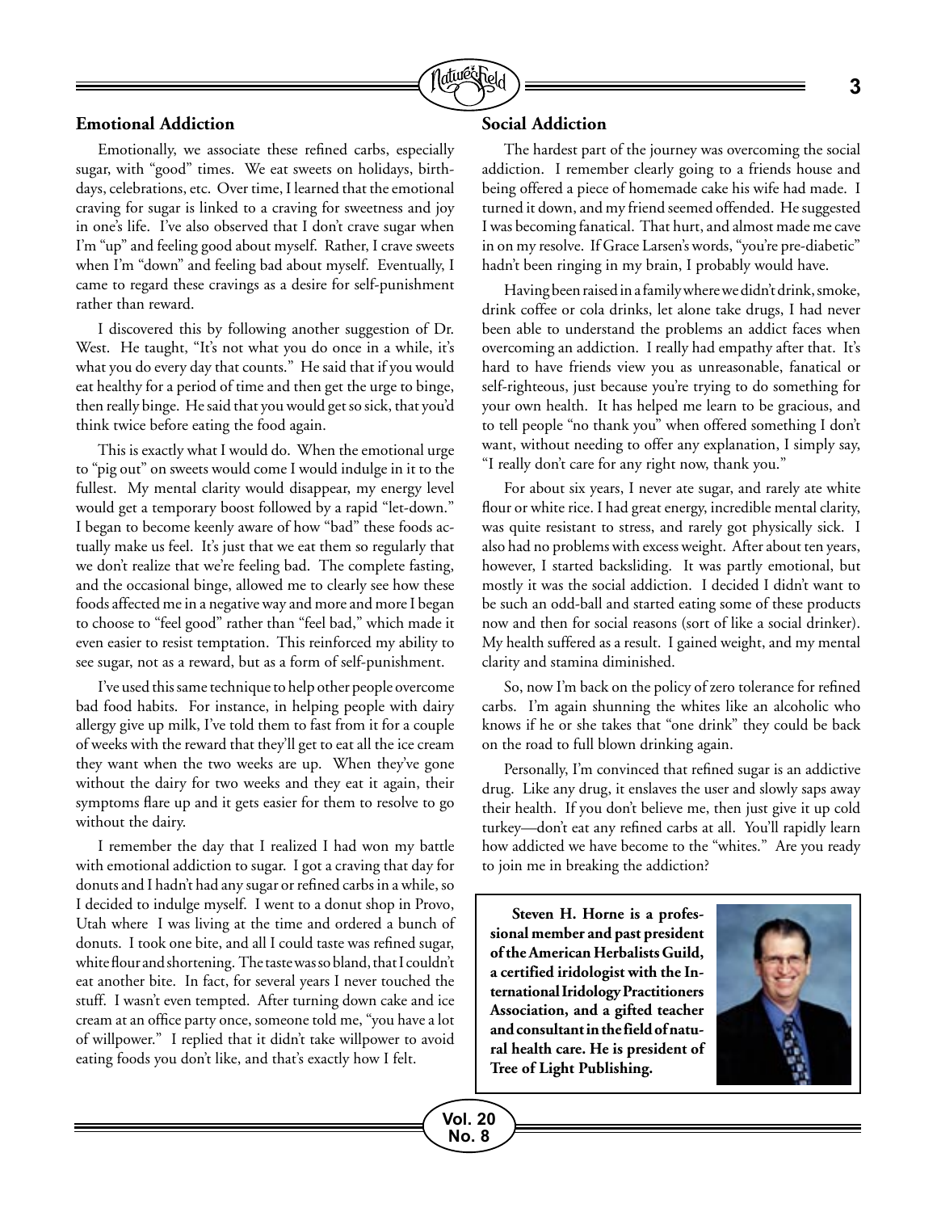### Emotional Addiction

Emotionally, we associate these refined carbs, especially sugar, with "good" times. We eat sweets on holidays, birthdays, celebrations, etc. Over time, I learned that the emotional craving for sugar is linked to a craving for sweetness and joy in one's life. I've also observed that I don't crave sugar when I'm "up" and feeling good about myself. Rather, I crave sweets when I'm "down" and feeling bad about myself. Eventually, I came to regard these cravings as a desire for self-punishment rather than reward.

I discovered this by following another suggestion of Dr. West. He taught, "It's not what you do once in a while, it's what you do every day that counts." He said that if you would eat healthy for a period of time and then get the urge to binge, then really binge. He said that you would get so sick, that you'd think twice before eating the food again.

This is exactly what I would do. When the emotional urge to "pig out" on sweets would come I would indulge in it to the fullest. My mental clarity would disappear, my energy level would get a temporary boost followed by a rapid "let-down." I began to become keenly aware of how "bad" these foods actually make us feel. It's just that we eat them so regularly that we don't realize that we're feeling bad. The complete fasting, and the occasional binge, allowed me to clearly see how these foods affected me in a negative way and more and more I began to choose to "feel good" rather than "feel bad," which made it even easier to resist temptation. This reinforced my ability to see sugar, not as a reward, but as a form of self-punishment.

I've used this same technique to help other people overcome bad food habits. For instance, in helping people with dairy allergy give up milk, I've told them to fast from it for a couple of weeks with the reward that they'll get to eat all the ice cream they want when the two weeks are up. When they've gone without the dairy for two weeks and they eat it again, their symptoms flare up and it gets easier for them to resolve to go without the dairy.

I remember the day that I realized I had won my battle with emotional addiction to sugar. I got a craving that day for donuts and I hadn't had any sugar or refined carbs in a while, so I decided to indulge myself. I went to a donut shop in Provo, Utah where I was living at the time and ordered a bunch of donuts. I took one bite, and all I could taste was refined sugar, white flour and shortening. The taste was so bland, that I couldn't eat another bite. In fact, for several years I never touched the stuff. I wasn't even tempted. After turning down cake and ice cream at an office party once, someone told me, "you have a lot of willpower." I replied that it didn't take willpower to avoid eating foods you don't like, and that's exactly how I felt.

### Social Addiction

The hardest part of the journey was overcoming the social addiction. I remember clearly going to a friends house and being offered a piece of homemade cake his wife had made. I turned it down, and my friend seemed offended. He suggested I was becoming fanatical. That hurt, and almost made me cave in on my resolve. If Grace Larsen's words, "you're pre-diabetic" hadn't been ringing in my brain, I probably would have.

Having been raised in a family where we didn't drink, smoke, drink coffee or cola drinks, let alone take drugs, I had never been able to understand the problems an addict faces when overcoming an addiction. I really had empathy after that. It's hard to have friends view you as unreasonable, fanatical or self-righteous, just because you're trying to do something for your own health. It has helped me learn to be gracious, and to tell people "no thank you" when offered something I don't want, without needing to offer any explanation, I simply say, "I really don't care for any right now, thank you."

For about six years, I never ate sugar, and rarely ate white flour or white rice. I had great energy, incredible mental clarity, was quite resistant to stress, and rarely got physically sick. I also had no problems with excess weight. After about ten years, however, I started backsliding. It was partly emotional, but mostly it was the social addiction. I decided I didn't want to be such an odd-ball and started eating some of these products now and then for social reasons (sort of like a social drinker). My health suffered as a result. I gained weight, and my mental clarity and stamina diminished.

So, now I'm back on the policy of zero tolerance for refined carbs. I'm again shunning the whites like an alcoholic who knows if he or she takes that "one drink" they could be back on the road to full blown drinking again.

Personally, I'm convinced that refined sugar is an addictive drug. Like any drug, it enslaves the user and slowly saps away their health. If you don't believe me, then just give it up cold turkey—don't eat any refined carbs at all. You'll rapidly learn how addicted we have become to the "whites." Are you ready to join me in breaking the addiction?

**Steven H. Horne is a professional member and past president of the American Herbalists Guild, a certified iridologist with the International Iridology Practitioners Association, and a gifted teacher and consultant in the field of natural health care. He is president of Tree of Light Publishing.**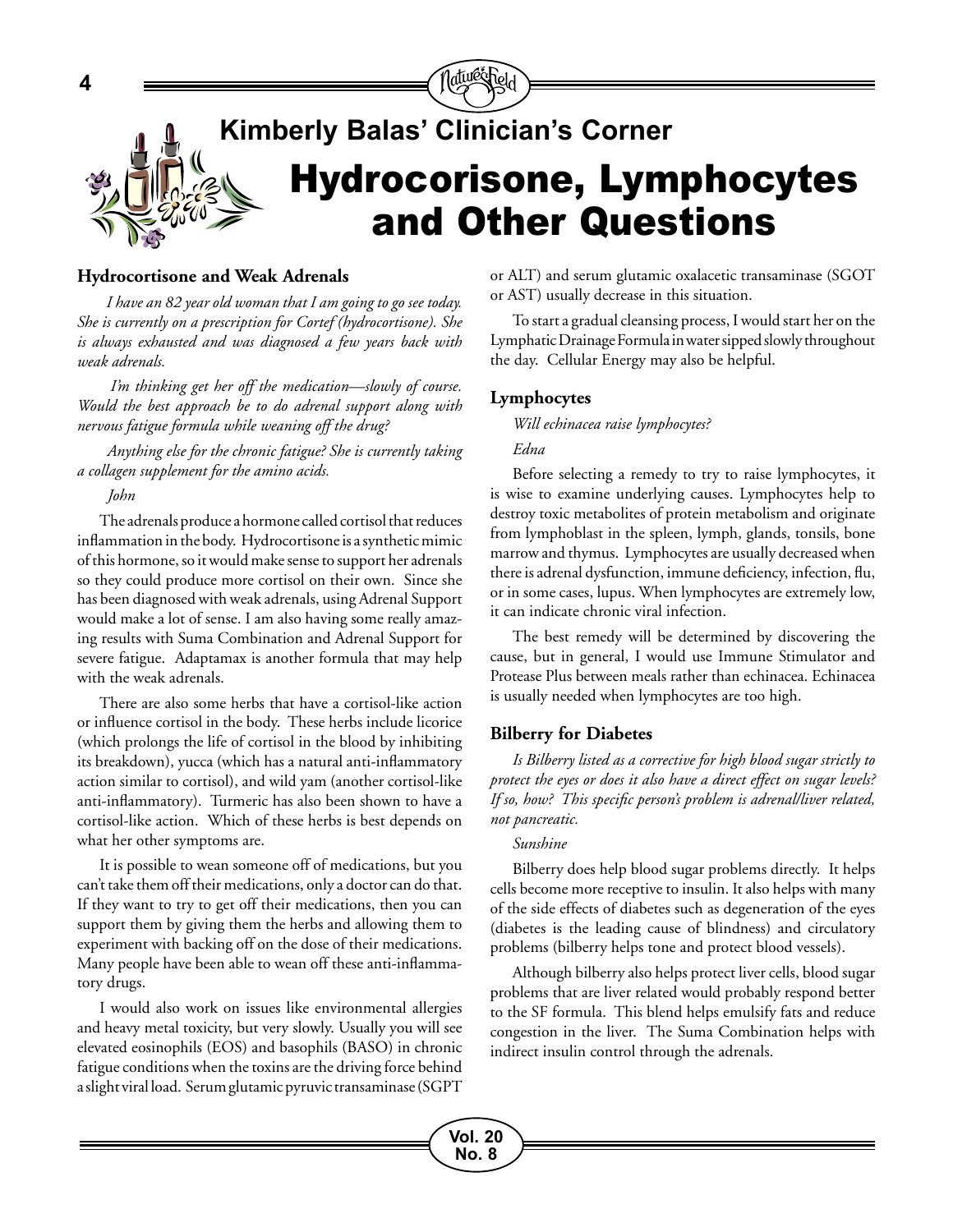## Kimberly Balas' Clinician's Corner

# Hydrocorisone, Lymphocytes and Other Questions

### Hydrocortisone and Weak Adrenals

*I have an 82 year old woman that I am going to go see today. She is currently on a prescription for Cortef (hydrocortisone). She is always exhausted and was diagnosed a few years back with weak adrenals.*

*I'm thinking get her off the medication—slowly of course. Would the best approach be to do adrenal support along with nervous fatigue formula while weaning off the drug?*

*Anything else for the chronic fatigue? She is currently taking a collagen supplement for the amino acids.*

*John*

The adrenals produce a hormone called cortisol that reduces inflammation in the body. Hydrocortisone is a synthetic mimic of this hormone, so it would make sense to support her adrenals so they could produce more cortisol on their own. Since she has been diagnosed with weak adrenals, using Adrenal Support would make a lot of sense. I am also having some really amazing results with Suma Combination and Adrenal Support for severe fatigue. Adaptamax is another formula that may help with the weak adrenals.

There are also some herbs that have a cortisol-like action or influence cortisol in the body. These herbs include licorice (which prolongs the life of cortisol in the blood by inhibiting its breakdown), yucca (which has a natural anti-inflammatory action similar to cortisol), and wild yam (another cortisol-like anti-inflammatory). Turmeric has also been shown to have a cortisol-like action. Which of these herbs is best depends on what her other symptoms are.

It is possible to wean someone off of medications, but you can't take them off their medications, only a doctor can do that. If they want to try to get off their medications, then you can support them by giving them the herbs and allowing them to experiment with backing off on the dose of their medications. Many people have been able to wean off these anti-inflammatory drugs.

I would also work on issues like environmental allergies and heavy metal toxicity, but very slowly. Usually you will see elevated eosinophils (EOS) and basophils (BASO) in chronic fatigue conditions when the toxins are the driving force behind a slight viral load. Serum glutamic pyruvic transaminase (SGPT or ALT) and serum glutamic oxalacetic transaminase (SGOT or AST) usually decrease in this situation.

To start a gradual cleansing process, I would start her on the Lymphatic Drainage Formula in water sipped slowly throughout the day. Cellular Energy may also be helpful.

### Lymphocytes

*Will echinacea raise lymphocytes?*

*Edna*

Before selecting a remedy to try to raise lymphocytes, it is wise to examine underlying causes. Lymphocytes help to destroy toxic metabolites of protein metabolism and originate from lymphoblast in the spleen, lymph, glands, tonsils, bone marrow and thymus. Lymphocytes are usually decreased when there is adrenal dysfunction, immune deficiency, infection, flu, or in some cases, lupus. When lymphocytes are extremely low, it can indicate chronic viral infection.

The best remedy will be determined by discovering the cause, but in general, I would use Immune Stimulator and Protease Plus between meals rather than echinacea. Echinacea is usually needed when lymphocytes are too high.

### Bilberry for Diabetes

*Is Bilberry listed as a corrective for high blood sugar strictly to protect the eyes or does it also have a direct effect on sugar levels? If so, how? This specific person's problem is adrenal/liver related, not pancreatic.*

*Sunshine*

Bilberry does help blood sugar problems directly. It helps cells become more receptive to insulin. It also helps with many of the side effects of diabetes such as degeneration of the eyes (diabetes is the leading cause of blindness) and circulatory problems (bilberry helps tone and protect blood vessels).

Although bilberry also helps protect liver cells, blood sugar problems that are liver related would probably respond better to the SF formula. This blend helps emulsify fats and reduce congestion in the liver. The Suma Combination helps with indirect insulin control through the adrenals.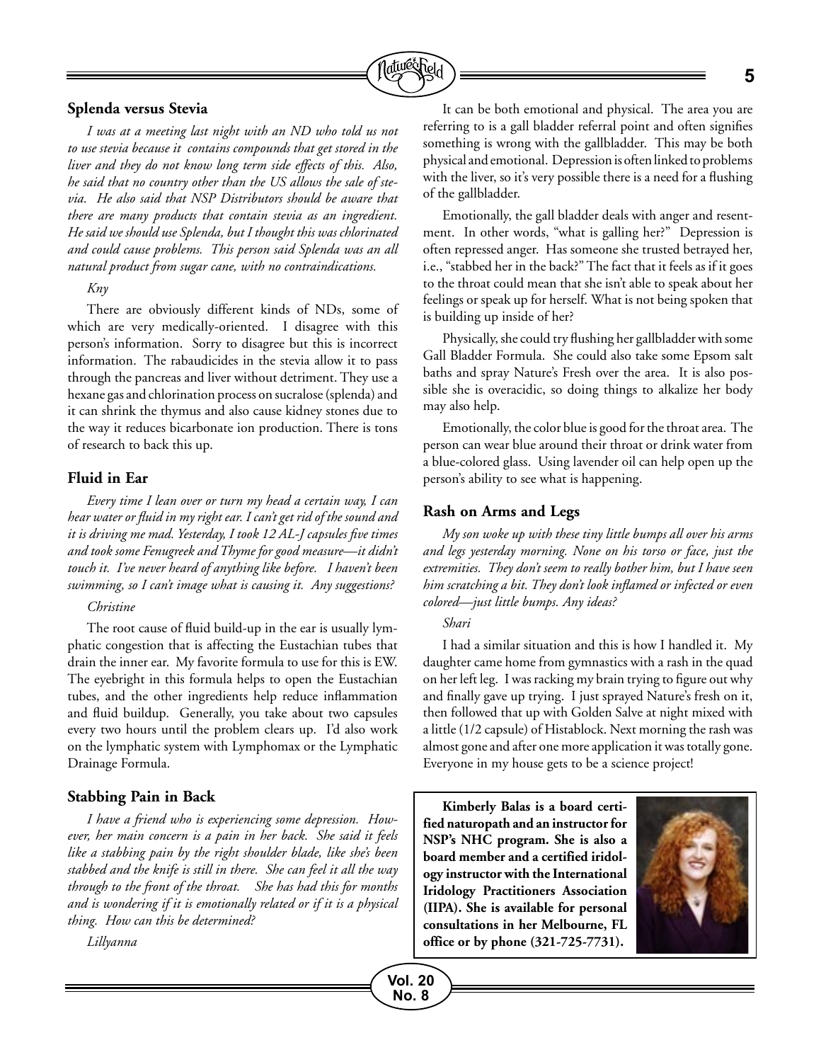### Splenda versus Stevia

*I was at a meeting last night with an ND who told us not to use stevia because it contains compounds that get stored in the liver and they do not know long term side effects of this. Also, he said that no country other than the US allows the sale of stevia. He also said that NSP Distributors should be aware that there are many products that contain stevia as an ingredient. He said we should use Splenda, but I thought this was chlorinated and could cause problems. This person said Splenda was an all natural product from sugar cane, with no contraindications.*

*Kny*

There are obviously different kinds of NDs, some of which are very medically-oriented. I disagree with this person's information. Sorry to disagree but this is incorrect information. The rabaudicides in the stevia allow it to pass through the pancreas and liver without detriment. They use a hexane gas and chlorination process on sucralose (splenda) and it can shrink the thymus and also cause kidney stones due to the way it reduces bicarbonate ion production. There is tons of research to back this up.

### Fluid in Ear

*Every time I lean over or turn my head a certain way, I can hear water or fluid in my right ear. I can't get rid of the sound and it is driving me mad. Yesterday, I took 12 AL-J capsules five times and took some Fenugreek and Thyme for good measure—it didn't touch it. I've never heard of anything like before. I haven't been swimming, so I can't image what is causing it. Any suggestions?*

*Christine*

The root cause of fluid build-up in the ear is usually lymphatic congestion that is affecting the Eustachian tubes that drain the inner ear. My favorite formula to use for this is EW. The eyebright in this formula helps to open the Eustachian tubes, and the other ingredients help reduce inflammation and fluid buildup. Generally, you take about two capsules every two hours until the problem clears up. I'd also work on the lymphatic system with Lymphomax or the Lymphatic Drainage Formula.

### Stabbing Pain in Back

*I have a friend who is experiencing some depression. However, her main concern is a pain in her back. She said it feels like a stabbing pain by the right shoulder blade, like she's been stabbed and the knife is still in there. She can feel it all the way through to the front of the throat. She has had this for months and is wondering if it is emotionally related or if it is a physical thing. How can this be determined?*

*Lillyanna*

It can be both emotional and physical. The area you are referring to is a gall bladder referral point and often signifies something is wrong with the gallbladder. This may be both physical and emotional. Depression is often linked to problems with the liver, so it's very possible there is a need for a flushing of the gallbladder.

Emotionally, the gall bladder deals with anger and resentment. In other words, "what is galling her?" Depression is often repressed anger. Has someone she trusted betrayed her, i.e., "stabbed her in the back?" The fact that it feels as if it goes to the throat could mean that she isn't able to speak about her feelings or speak up for herself. What is not being spoken that is building up inside of her?

Physically, she could try flushing her gallbladder with some Gall Bladder Formula. She could also take some Epsom salt baths and spray Nature's Fresh over the area. It is also possible she is overacidic, so doing things to alkalize her body may also help.

Emotionally, the color blue is good for the throat area. The person can wear blue around their throat or drink water from a blue-colored glass. Using lavender oil can help open up the person's ability to see what is happening.

### Rash on Arms and Legs

*My son woke up with these tiny little bumps all over his arms and legs yesterday morning. None on his torso or face, just the extremities. They don't seem to really bother him, but I have seen him scratching a bit. They don't look inflamed or infected or even colored—just little bumps. Any ideas?*

*Shari*

I had a similar situation and this is how I handled it. My daughter came home from gymnastics with a rash in the quad on her left leg. I was racking my brain trying to figure out why and finally gave up trying. I just sprayed Nature's fresh on it, then followed that up with Golden Salve at night mixed with a little (1/2 capsule) of Histablock. Next morning the rash was almost gone and after one more application it was totally gone. Everyone in my house gets to be a science project!

**Kimberly Balas is a board certified naturopath and an instructor for NSP's NHC program. She is also a board member and a certified iridology instructor with the International Iridology Practitioners Association (IIPA). She is available for personal consultations in her Melbourne, FL office or by phone (321-725-7731).**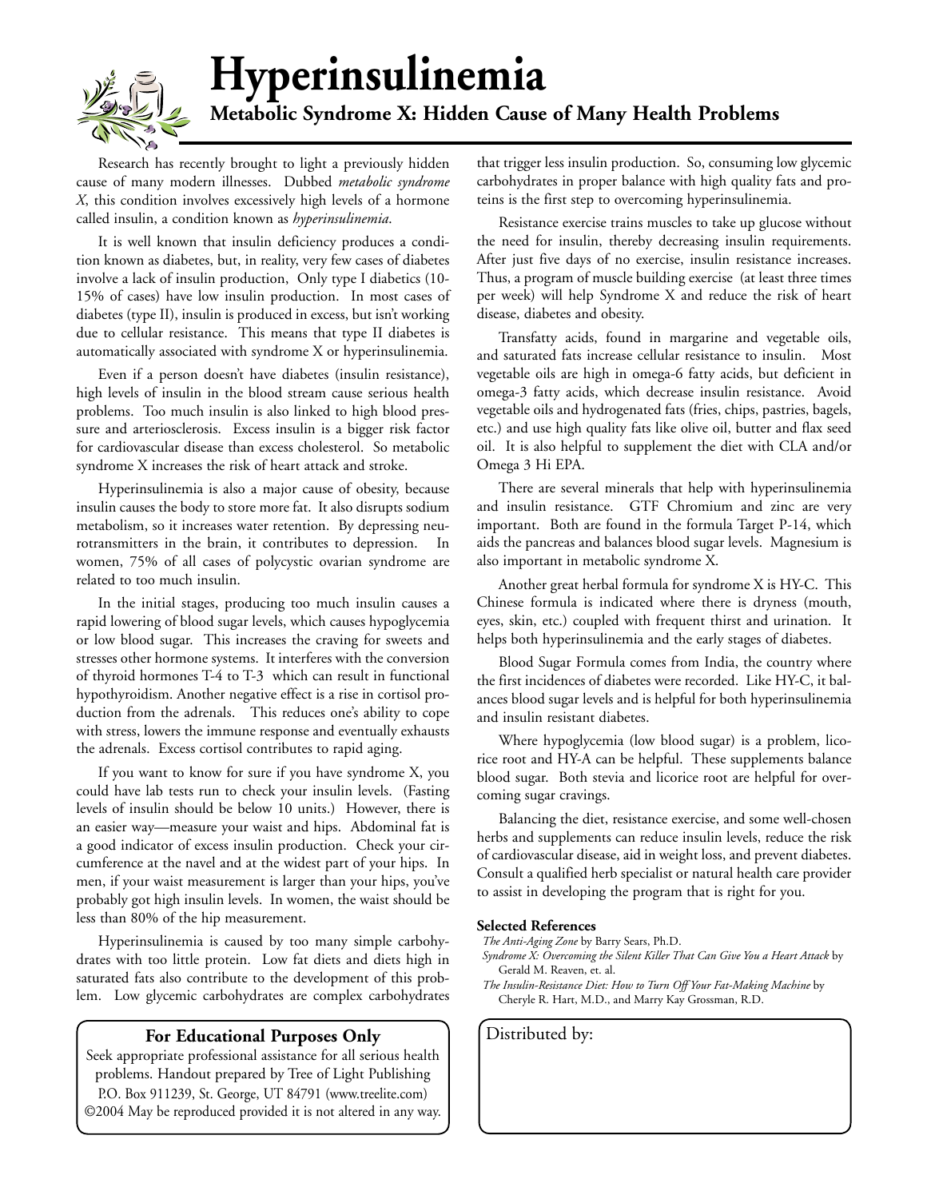# Hyperinsulinemia

## Metabolic Syndrome X: Hidden Cause of Many Health Problems

Research has recently brought to light a previously hidden cause of many modern illnesses. Dubbed *metabolic syndrome X*, this condition involves excessively high levels of a hormone called insulin, a condition known as *hyperinsulinemia*.

It is well known that insulin deficiency produces a condition known as diabetes, but, in reality, very few cases of diabetes involve a lack of insulin production, Only type I diabetics (10-15% of cases) have low insulin production. In most cases of diabetes (type II), insulin is produced in excess, but isn't working due to cellular resistance. This means that type II diabetes is automatically associated with syndrome X or hyperinsulinemia.

Even if a person doesn't have diabetes (insulin resistance), high levels of insulin in the blood stream cause serious health problems. Too much insulin is also linked to high blood pressure and arteriosclerosis. Excess insulin is a bigger risk factor for cardiovascular disease than excess cholesterol. So metabolic syndrome X increases the risk of heart attack and stroke.

Hyperinsulinemia is also a major cause of obesity, because insulin causes the body to store more fat. It also disrupts sodium metabolism, so it increases water retention. By depressing neurotransmitters in the brain, it contributes to depression. In women, 75% of all cases of polycystic ovarian syndrome are related to too much insulin.

In the initial stages, producing too much insulin causes a rapid lowering of blood sugar levels, which causes hypoglycemia or low blood sugar. This increases the craving for sweets and stresses other hormone systems. It interferes with the conversion of thyroid hormones T-4 to T-3 which can result in functional hypothyroidism. Another negative effect is a rise in cortisol production from the adrenals. This reduces one's ability to cope with stress, lowers the immune response and eventually exhausts the adrenals. Excess cortisol contributes to rapid aging.

If you want to know for sure if you have syndrome X, you could have lab tests run to check your insulin levels. (Fasting levels of insulin should be below 10 units.) However, there is an easier way—measure your waist and hips. Abdominal fat is a good indicator of excess insulin production. Check your circumference at the navel and at the widest part of your hips. In men, if your waist measurement is larger than your hips, you've probably got high insulin levels. In women, the waist should be less than 80% of the hip measurement.

Hyperinsulinemia is caused by too many simple carbohydrates with too little protein. Low fat diets and diets high in saturated fats also contribute to the development of this problem. Low glycemic carbohydrates are complex carbohydrates that trigger less insulin production. So, consuming low glycemic carbohydrates in proper balance with high quality fats and proteins is the first step to overcoming hyperinsulinemia.

Resistance exercise trains muscles to take up glucose without the need for insulin, thereby decreasing insulin requirements. After just five days of no exercise, insulin resistance increases. Thus, a program of muscle building exercise (at least three times per week) will help Syndrome X and reduce the risk of heart disease, diabetes and obesity.

Transfatty acids, found in margarine and vegetable oils, and saturated fats increase cellular resistance to insulin. Most vegetable oils are high in omega-6 fatty acids, but deficient in omega-3 fatty acids, which decrease insulin resistance. Avoid vegetable oils and hydrogenated fats (fries, chips, pastries, bagels, etc.) and use high quality fats like olive oil, butter and flax seed oil. It is also helpful to supplement the diet with CLA and/or Omega 3 Hi EPA.

There are several minerals that help with hyperinsulinemia and insulin resistance. GTF Chromium and zinc are very important. Both are found in the formula Target P-14, which aids the pancreas and balances blood sugar levels. Magnesium is also important in metabolic syndrome X.

Another great herbal formula for syndrome X is HY-C. This Chinese formula is indicated where there is dryness (mouth, eyes, skin, etc.) coupled with frequent thirst and urination. It helps both hyperinsulinemia and the early stages of diabetes.

Blood Sugar Formula comes from India, the country where the first incidences of diabetes were recorded. Like HY-C, it balances blood sugar levels and is helpful for both hyperinsulinemia and insulin resistant diabetes.

Where hypoglycemia (low blood sugar) is a problem, licorice root and HY-A can be helpful. These supplements balance blood sugar. Both stevia and licorice root are helpful for overcoming sugar cravings.

Balancing the diet, resistance exercise, and some well-chosen herbs and supplements can reduce insulin levels, reduce the risk of cardiovascular disease, aid in weight loss, and prevent diabetes. Consult a qualified herb specialist or natural health care provider to assist in developing the program that is right for you.

**Selected References**

*The Anti-Aging Zone* by Barry Sears, Ph.D.

*Syndrome X: Overcoming the Silent Killer That Can Give You a Heart Attack* by Gerald M. Reaven, et. al.

*The Insulin-Resistance Diet: How to Turn Off Your Fat-Making Machine* by Cheryle R. Hart, M.D., and Marry Kay Grossman, R.D.

**For Educational Purposes Only**

Seek appropriate professional assistance for all serious health problems. Handout prepared by Tree of Light Publishing P.O. Box 911239, St. George, UT 84791 (www.treelite.com) ©2004 May be reproduced provided it is not altered in any way.

Distributed by: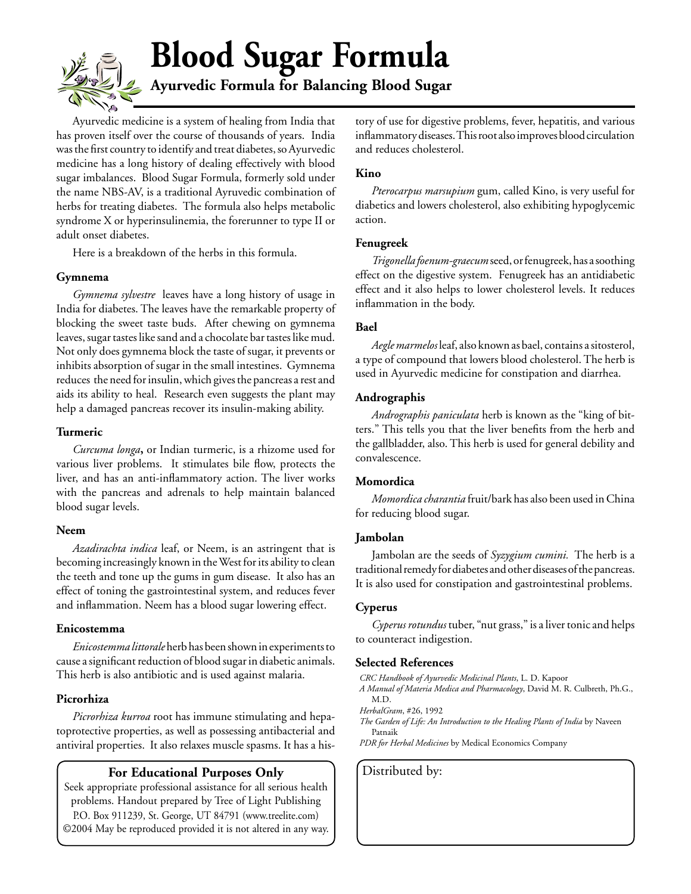# Blood Sugar Formula

## Ayurvedic Formula for Balancing Blood Sugar

Ayurvedic medicine is a system of healing from India that has proven itself over the course of thousands of years. India was the first country to identify and treat diabetes, so Ayurvedic medicine has a long history of dealing effectively with blood sugar imbalances. Blood Sugar Formula, formerly sold under the name NBS-AV, is a traditional Ayruvedic combination of herbs for treating diabetes. The formula also helps metabolic syndrome X or hyperinsulinemia, the forerunner to type II or adult onset diabetes.

Here is a breakdown of the herbs in this formula.

### Gymnema

*Gymnema sylvestre* leaves have a long history of usage in India for diabetes. The leaves have the remarkable property of blocking the sweet taste buds. After chewing on gymnema leaves, sugar tastes like sand and a chocolate bar tastes like mud. Not only does gymnema block the taste of sugar, it prevents or inhibits absorption of sugar in the small intestines. Gymnema reduces the need for insulin, which gives the pancreas a rest and aids its ability to heal. Research even suggests the plant may help a damaged pancreas recover its insulin-making ability.

### Turmeric

*Curcuma longa*, or Indian turmeric, is a rhizome used for various liver problems. It stimulates bile flow, protects the liver, and has an anti-inflammatory action. The liver works with the pancreas and adrenals to help maintain balanced blood sugar levels.

### Neem

*Azadirachta indica* leaf, or Neem, is an astringent that is becoming increasingly known in the West for its ability to clean the teeth and tone up the gums in gum disease. It also has an effect of toning the gastrointestinal system, and reduces fever and inflammation. Neem has a blood sugar lowering effect.

### Enicostemma

*Enicostemma littorale* herb has been shown in experiments to cause a significant reduction of blood sugar in diabetic animals. This herb is also antibiotic and is used against malaria.

### Picrorhiza

*Picrorhiza kurroa* root has immune stimulating and hepatoprotective properties, as well as possessing antibacterial and antiviral properties. It also relaxes muscle spasms. It has a history of use for digestive problems, fever, hepatitis, and various inflammatory diseases. This root also improves blood circulation and reduces cholesterol.

### Kino

*Pterocarpus marsupium* gum, called Kino, is very useful for diabetics and lowers cholesterol, also exhibiting hypoglycemic action.

### Fenugreek

*Trigonella foenum-graecum* seed, or fenugreek, has a soothing effect on the digestive system. Fenugreek has an antidiabetic effect and it also helps to lower cholesterol levels. It reduces inflammation in the body.

### Bael

*Aegle marmelos* leaf, also known as bael, contains a sitosterol, a type of compound that lowers blood cholesterol. The herb is used in Ayurvedic medicine for constipation and diarrhea.

### Andrographis

*Andrographis paniculata* herb is known as the "king of bitters." This tells you that the liver benefits from the herb and the gallbladder, also. This herb is used for general debility and convalescence.

### Momordica

*Momordica charantia* fruit/bark has also been used in China for reducing blood sugar.

### Jambolan

Jambolan are the seeds of *Syzygium cumini*. The herb is a traditional remedy for diabetes and other diseases of the pancreas. It is also used for constipation and gastrointestinal problems.

### Cyperus

*Cyperus rotundus* tuber, "nut grass," is a liver tonic and helps to counteract indigestion.

### Selected References

*CRC Handbook of Ayurvedic Medicinal Plants*, L. D. Kapoor
*A Manual of Materia Medica and Pharmacology*, David M. R. Culbreth, Ph.G., M.D.
*HerbalGram*, #26, 1992
*The Garden of Life: An Introduction to the Healing Plants of India* by Naveen Patnaik
*PDR for Herbal Medicines* by Medical Economics Company

**For Educational Purposes Only**

Seek appropriate professional assistance for all serious health problems. Handout prepared by Tree of Light Publishing P.O. Box 911239, St. George, UT 84791 (www.treelite.com) ©2004 May be reproduced provided it is not altered in any way.

Distributed by: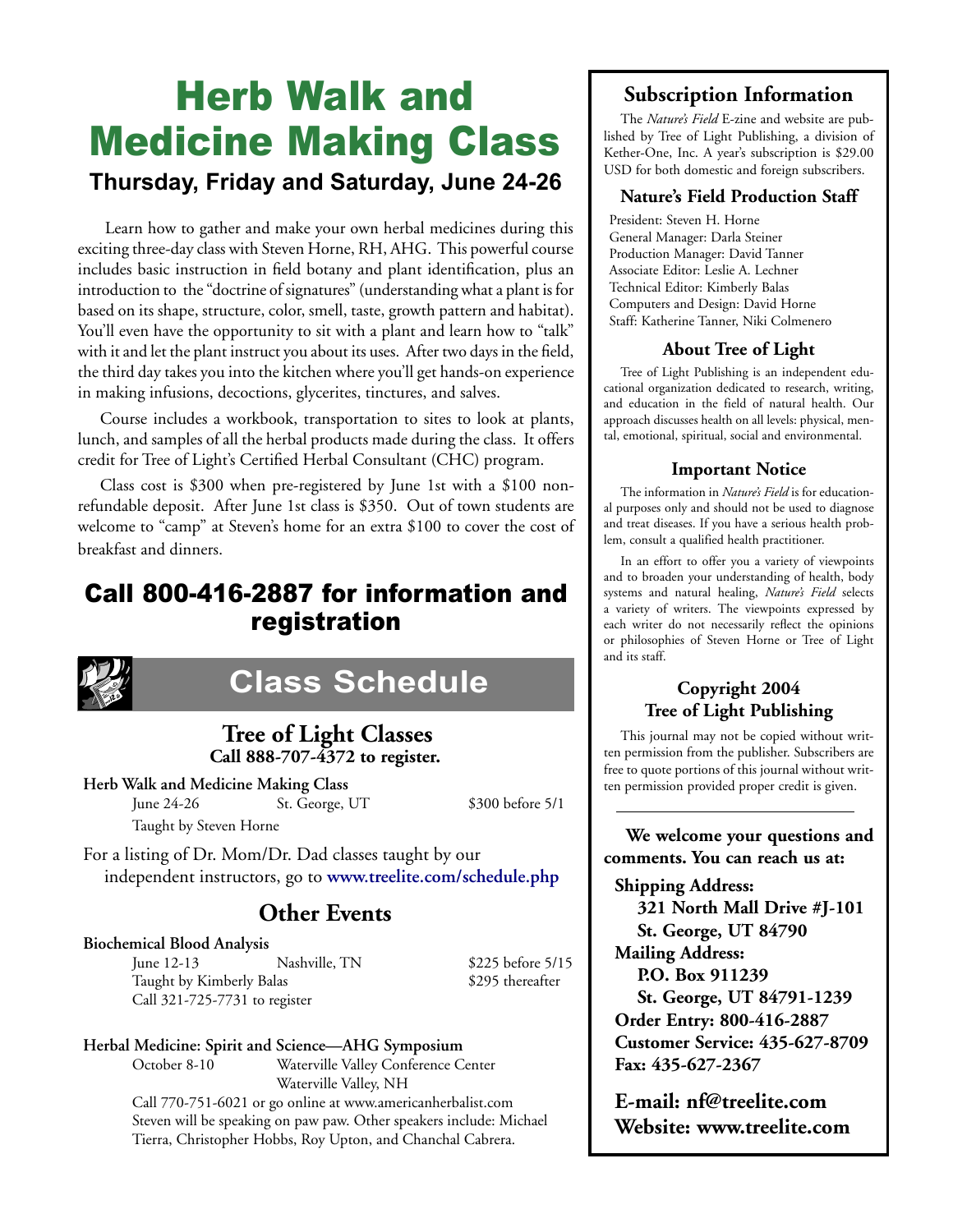# Herb Walk and Medicine Making Class

### Thursday, Friday and Saturday, June 24-26

Learn how to gather and make your own herbal medicines during this exciting three-day class with Steven Horne, RH, AHG. This powerful course includes basic instruction in field botany and plant identification, plus an introduction to the "doctrine of signatures" (understanding what a plant is for based on its shape, structure, color, smell, taste, growth pattern and habitat). You'll even have the opportunity to sit with a plant and learn how to "talk" with it and let the plant instruct you about its uses. After two days in the field, the third day takes you into the kitchen where you'll get hands-on experience in making infusions, decoctions, glycerites, tinctures, and salves.

Course includes a workbook, transportation to sites to look at plants, lunch, and samples of all the herbal products made during the class. It offers credit for Tree of Light's Certified Herbal Consultant (CHC) program.

Class cost is $300 when pre-registered by June 1st with a $100 non-refundable deposit. After June 1st class is $350. Out of town students are welcome to "camp" at Steven's home for an extra $100 to cover the cost of breakfast and dinners.

## Call 800-416-2887 for information and registration

# Class Schedule

## Tree of Light Classes

**Call 888-707-4372 to register.**

**Herb Walk and Medicine Making Class**

June 24-26 St. George, UT $300 before 5/1

Taught by Steven Horne

For a listing of Dr. Mom/Dr. Dad classes taught by our independent instructors, go to **www.treelite.com/schedule.php**

## Other Events

**Biochemical Blood Analysis**

June 12-13 Nashville, TN $225 before 5/15

Taught by Kimberly Balas $295 thereafter

Call 321-725-7731 to register

**Herbal Medicine: Spirit and Science—AHG Symposium**

October 8-10 Waterville Valley Conference Center
Waterville Valley, NH

Call 770-751-6021 or go online at www.americanherbalist.com
Steven will be speaking on paw paw. Other speakers include: Michael Tierra, Christopher Hobbs, Roy Upton, and Chanchal Cabrera.

## Subscription Information

The *Nature's Field* E-zine and website are published by Tree of Light Publishing, a division of Kether-One, Inc. A year's subscription is $29.00 USD for both domestic and foreign subscribers.

### Nature's Field Production Staff

President: Steven H. Horne
General Manager: Darla Steiner
Production Manager: David Tanner
Associate Editor: Leslie A. Lechner
Technical Editor: Kimberly Balas
Computers and Design: David Horne
Staff: Katherine Tanner, Niki Colmenero

### About Tree of Light

Tree of Light Publishing is an independent educational organization dedicated to research, writing, and education in the field of natural health. Our approach discusses health on all levels: physical, mental, emotional, spiritual, social and environmental.

### Important Notice

The information in *Nature's Field* is for educational purposes only and should not be used to diagnose and treat diseases. If you have a serious health problem, consult a qualified health practitioner.

In an effort to offer you a variety of viewpoints and to broaden your understanding of health, body systems and natural healing, *Nature's Field* selects a variety of writers. The viewpoints expressed by each writer do not necessarily reflect the opinions or philosophies of Steven Horne or Tree of Light and its staff.

### Copyright 2004 Tree of Light Publishing

This journal may not be copied without written permission from the publisher. Subscribers are free to quote portions of this journal without written permission provided proper credit is given.

**We welcome your questions and comments. You can reach us at:**

**Shipping Address:**
**321 North Mall Drive #J-101**
**St. George, UT 84790**
**Mailing Address:**
**P.O. Box 911239**
**St. George, UT 84791-1239**
**Order Entry: 800-416-2887**
**Customer Service: 435-627-8709**
**Fax: 435-627-2367**

**E-mail: nf@treelite.com**
**Website: www.treelite.com**